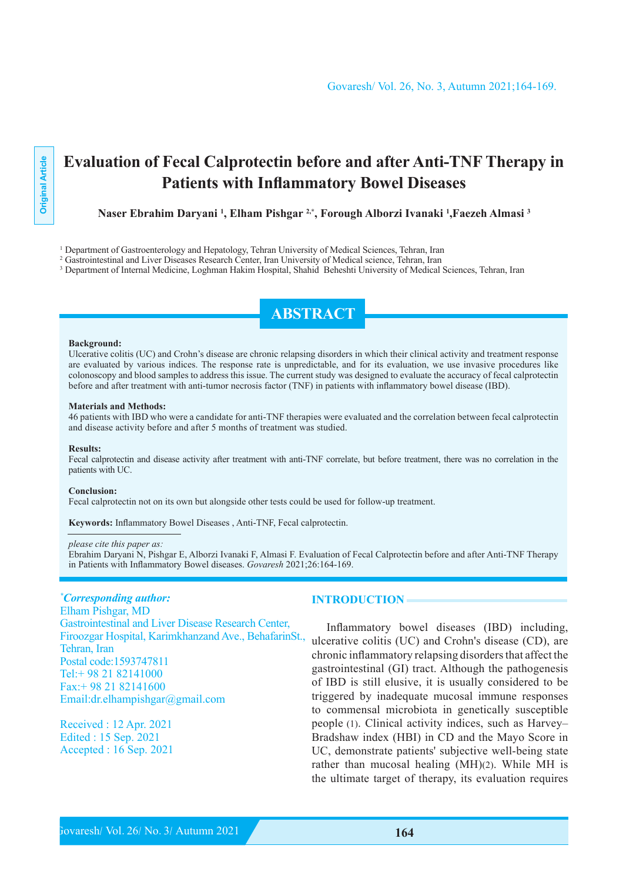Original Article

# Evaluation of Fecal Calprotectin before and after Anti-TNF Therapy in Patients with Inflammatory Bowel Diseases

**Naser Ebrahim Daryani [1], Elham Pishgar [2,*], Forough Alborzi Ivanaki [1], Faezeh Almasi [3]**

[1] Department of Gastroenterology and Hepatology, Tehran University of Medical Sciences, Tehran, Iran
[2] Gastrointestinal and Liver Diseases Research Center, Iran University of Medical science, Tehran, Iran
[3] Department of Internal Medicine, Loghman Hakim Hospital, Shahid Beheshti University of Medical Sciences, Tehran, Iran

## ABSTRACT

**Background:**
Ulcerative colitis (UC) and Crohn's disease are chronic relapsing disorders in which their clinical activity and treatment response are evaluated by various indices. The response rate is unpredictable, and for its evaluation, we use invasive procedures like colonoscopy and blood samples to address this issue. The current study was designed to evaluate the accuracy of fecal calprotectin before and after treatment with anti-tumor necrosis factor (TNF) in patients with inflammatory bowel disease (IBD).

**Materials and Methods:**
46 patients with IBD who were a candidate for anti-TNF therapies were evaluated and the correlation between fecal calprotectin and disease activity before and after 5 months of treatment was studied.

**Results:**
Fecal calprotectin and disease activity after treatment with anti-TNF correlate, but before treatment, there was no correlation in the patients with UC.

**Conclusion:**
Fecal calprotectin not on its own but alongside other tests could be used for follow-up treatment.

**Keywords:** Inflammatory Bowel Diseases , Anti-TNF, Fecal calprotectin.

*please cite this paper as:*
Ebrahim Daryani N, Pishgar E, Alborzi Ivanaki F, Almasi F. Evaluation of Fecal Calprotectin before and after Anti-TNF Therapy in Patients with Inflammatory Bowel diseases. *Govaresh* 2021;26:164-169.

***Corresponding author:***
Elham Pishgar, MD
Gastrointestinal and Liver Disease Research Center, Firoozgar Hospital, Karimkhanzand Ave., BehafarinSt., Tehran, Iran
Postal code:1593747811
Tel:+ 98 21 82141000
Fax:+ 98 21 82141600
Email:dr.elhampishgar@gmail.com

Received : 12 Apr. 2021
Edited : 15 Sep. 2021
Accepted : 16 Sep. 2021

## INTRODUCTION

Inflammatory bowel diseases (IBD) including, ulcerative colitis (UC) and Crohn's disease (CD), are chronic inflammatory relapsing disorders that affect the gastrointestinal (GI) tract. Although the pathogenesis of IBD is still elusive, it is usually considered to be triggered by inadequate mucosal immune responses to commensal microbiota in genetically susceptible people (1). Clinical activity indices, such as Harvey–Bradshaw index (HBI) in CD and the Mayo Score in UC, demonstrate patients' subjective well-being state rather than mucosal healing (MH)(2). While MH is the ultimate target of therapy, its evaluation requires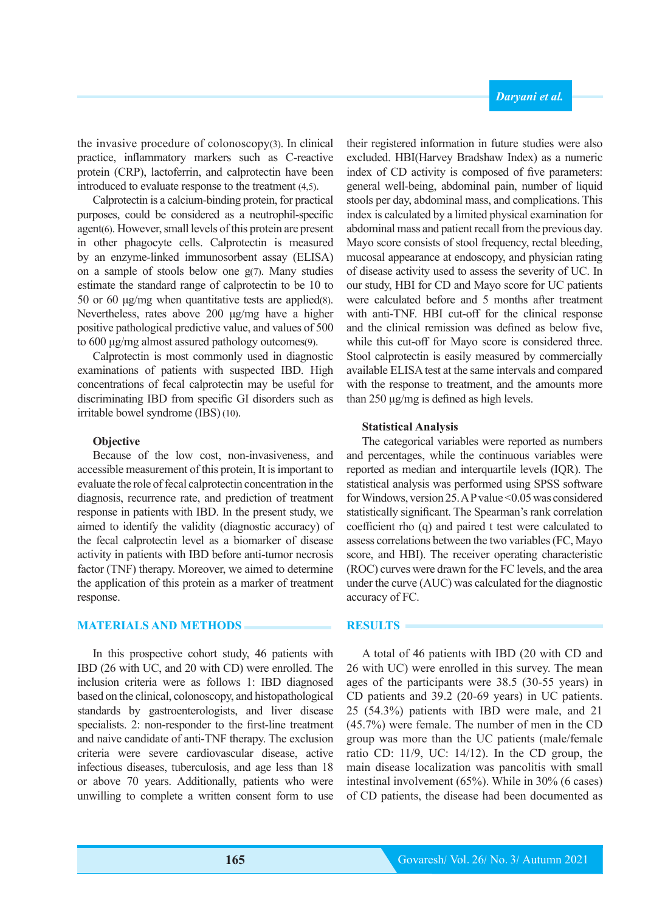the invasive procedure of colonoscopy(3). In clinical practice, inflammatory markers such as C-reactive protein (CRP), lactoferrin, and calprotectin have been introduced to evaluate response to the treatment (4,5).

Calprotectin is a calcium-binding protein, for practical purposes, could be considered as a neutrophil-specific agent(6). However, small levels of this protein are present in other phagocyte cells. Calprotectin is measured by an enzyme-linked immunosorbent assay (ELISA) on a sample of stools below one g(7). Many studies estimate the standard range of calprotectin to be 10 to 50 or 60 µg/mg when quantitative tests are applied(8). Nevertheless, rates above 200 µg/mg have a higher positive pathological predictive value, and values of 500 to 600 µg/mg almost assured pathology outcomes(9).

Calprotectin is most commonly used in diagnostic examinations of patients with suspected IBD. High concentrations of fecal calprotectin may be useful for discriminating IBD from specific GI disorders such as irritable bowel syndrome (IBS) (10).

### Objective

Because of the low cost, non-invasiveness, and accessible measurement of this protein, It is important to evaluate the role of fecal calprotectin concentration in the diagnosis, recurrence rate, and prediction of treatment response in patients with IBD. In the present study, we aimed to identify the validity (diagnostic accuracy) of the fecal calprotectin level as a biomarker of disease activity in patients with IBD before anti-tumor necrosis factor (TNF) therapy. Moreover, we aimed to determine the application of this protein as a marker of treatment response.

## MATERIALS AND METHODS

In this prospective cohort study, 46 patients with IBD (26 with UC, and 20 with CD) were enrolled. The inclusion criteria were as follows 1: IBD diagnosed based on the clinical, colonoscopy, and histopathological standards by gastroenterologists, and liver disease specialists. 2: non-responder to the first-line treatment and naive candidate of anti-TNF therapy. The exclusion criteria were severe cardiovascular disease, active infectious diseases, tuberculosis, and age less than 18 or above 70 years. Additionally, patients who were unwilling to complete a written consent form to use their registered information in future studies were also excluded. HBI(Harvey Bradshaw Index) as a numeric index of CD activity is composed of five parameters: general well-being, abdominal pain, number of liquid stools per day, abdominal mass, and complications. This index is calculated by a limited physical examination for abdominal mass and patient recall from the previous day. Mayo score consists of stool frequency, rectal bleeding, mucosal appearance at endoscopy, and physician rating of disease activity used to assess the severity of UC. In our study, HBI for CD and Mayo score for UC patients were calculated before and 5 months after treatment with anti-TNF. HBI cut-off for the clinical response and the clinical remission was defined as below five, while this cut-off for Mayo score is considered three. Stool calprotectin is easily measured by commercially available ELISA test at the same intervals and compared with the response to treatment, and the amounts more than 250 µg/mg is defined as high levels.

### Statistical Analysis

The categorical variables were reported as numbers and percentages, while the continuous variables were reported as median and interquartile levels (IQR). The statistical analysis was performed using SPSS software for Windows, version 25. A P value <0.05 was considered statistically significant. The Spearman's rank correlation coefficient rho (q) and paired t test were calculated to assess correlations between the two variables (FC, Mayo score, and HBI). The receiver operating characteristic (ROC) curves were drawn for the FC levels, and the area under the curve (AUC) was calculated for the diagnostic accuracy of FC.

## RESULTS

A total of 46 patients with IBD (20 with CD and 26 with UC) were enrolled in this survey. The mean ages of the participants were 38.5 (30-55 years) in CD patients and 39.2 (20-69 years) in UC patients. 25 (54.3%) patients with IBD were male, and 21 (45.7%) were female. The number of men in the CD group was more than the UC patients (male/female ratio CD: 11/9, UC: 14/12). In the CD group, the main disease localization was pancolitis with small intestinal involvement (65%). While in 30% (6 cases) of CD patients, the disease had been documented as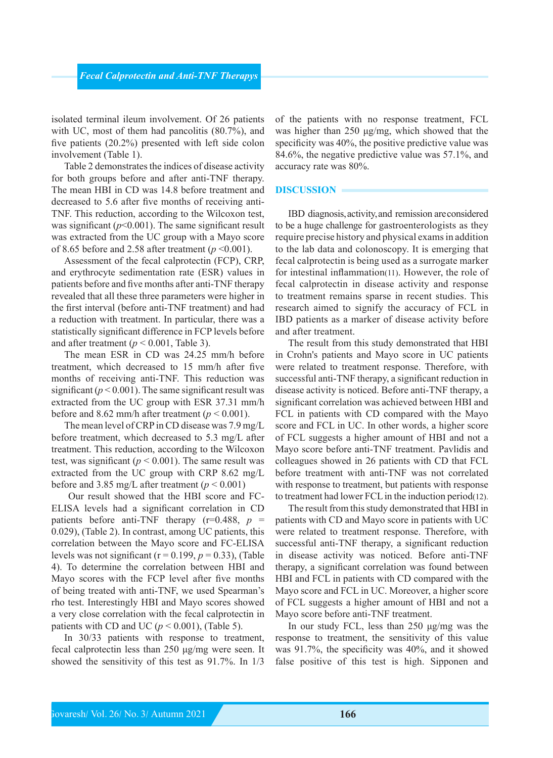isolated terminal ileum involvement. Of 26 patients with UC, most of them had pancolitis (80.7%), and five patients (20.2%) presented with left side colon involvement (Table 1).

Table 2 demonstrates the indices of disease activity for both groups before and after anti-TNF therapy. The mean HBI in CD was 14.8 before treatment and decreased to 5.6 after five months of receiving anti-TNF. This reduction, according to the Wilcoxon test, was significant ($p$<0.001). The same significant result was extracted from the UC group with a Mayo score of 8.65 before and 2.58 after treatment ($p$ <0.001).

Assessment of the fecal calprotectin (FCP), CRP, and erythrocyte sedimentation rate (ESR) values in patients before and five months after anti-TNF therapy revealed that all these three parameters were higher in the first interval (before anti-TNF treatment) and had a reduction with treatment. In particular, there was a statistically significant difference in FCP levels before and after treatment ($p$ < 0.001, Table 3).

The mean ESR in CD was 24.25 mm/h before treatment, which decreased to 15 mm/h after five months of receiving anti-TNF. This reduction was significant ($p$ < 0.001). The same significant result was extracted from the UC group with ESR 37.31 mm/h before and 8.62 mm/h after treatment ($p$ < 0.001).

The mean level of CRP in CD disease was 7.9 mg/L before treatment, which decreased to 5.3 mg/L after treatment. This reduction, according to the Wilcoxon test, was significant ($p$ < 0.001). The same result was extracted from the UC group with CRP 8.62 mg/L before and 3.85 mg/L after treatment ($p$ < 0.001)

Our result showed that the HBI score and FC-ELISA levels had a significant correlation in CD patients before anti-TNF therapy (r=0.488, $p$ = 0.029), (Table 2). In contrast, among UC patients, this correlation between the Mayo score and FC-ELISA levels was not significant (r = 0.199, $p$ = 0.33), (Table 4). To determine the correlation between HBI and Mayo scores with the FCP level after five months of being treated with anti-TNF, we used Spearman's rho test. Interestingly HBI and Mayo scores showed a very close correlation with the fecal calprotectin in patients with CD and UC ($p$ < 0.001), (Table 5).

In 30/33 patients with response to treatment, fecal calprotectin less than 250 μg/mg were seen. It showed the sensitivity of this test as 91.7%. In 1/3 of the patients with no response treatment, FCL was higher than 250 μg/mg, which showed that the specificity was 40%, the positive predictive value was 84.6%, the negative predictive value was 57.1%, and accuracy rate was 80%.

## DISCUSSION

IBD diagnosis, activity, and remission are considered to be a huge challenge for gastroenterologists as they require precise history and physical exams in addition to the lab data and colonoscopy. It is emerging that fecal calprotectin is being used as a surrogate marker for intestinal inflammation(11). However, the role of fecal calprotectin in disease activity and response to treatment remains sparse in recent studies. This research aimed to signify the accuracy of FCL in IBD patients as a marker of disease activity before and after treatment.

The result from this study demonstrated that HBI in Crohn's patients and Mayo score in UC patients were related to treatment response. Therefore, with successful anti-TNF therapy, a significant reduction in disease activity is noticed. Before anti-TNF therapy, a significant correlation was achieved between HBI and FCL in patients with CD compared with the Mayo score and FCL in UC. In other words, a higher score of FCL suggests a higher amount of HBI and not a Mayo score before anti-TNF treatment. Pavlidis and colleagues showed in 26 patients with CD that FCL before treatment with anti-TNF was not correlated with response to treatment, but patients with response to treatment had lower FCL in the induction period(12).

The result from this study demonstrated that HBI in patients with CD and Mayo score in patients with UC were related to treatment response. Therefore, with successful anti-TNF therapy, a significant reduction in disease activity was noticed. Before anti-TNF therapy, a significant correlation was found between HBI and FCL in patients with CD compared with the Mayo score and FCL in UC. Moreover, a higher score of FCL suggests a higher amount of HBI and not a Mayo score before anti-TNF treatment.

In our study FCL, less than 250 μg/mg was the response to treatment, the sensitivity of this value was 91.7%, the specificity was 40%, and it showed false positive of this test is high. Sipponen and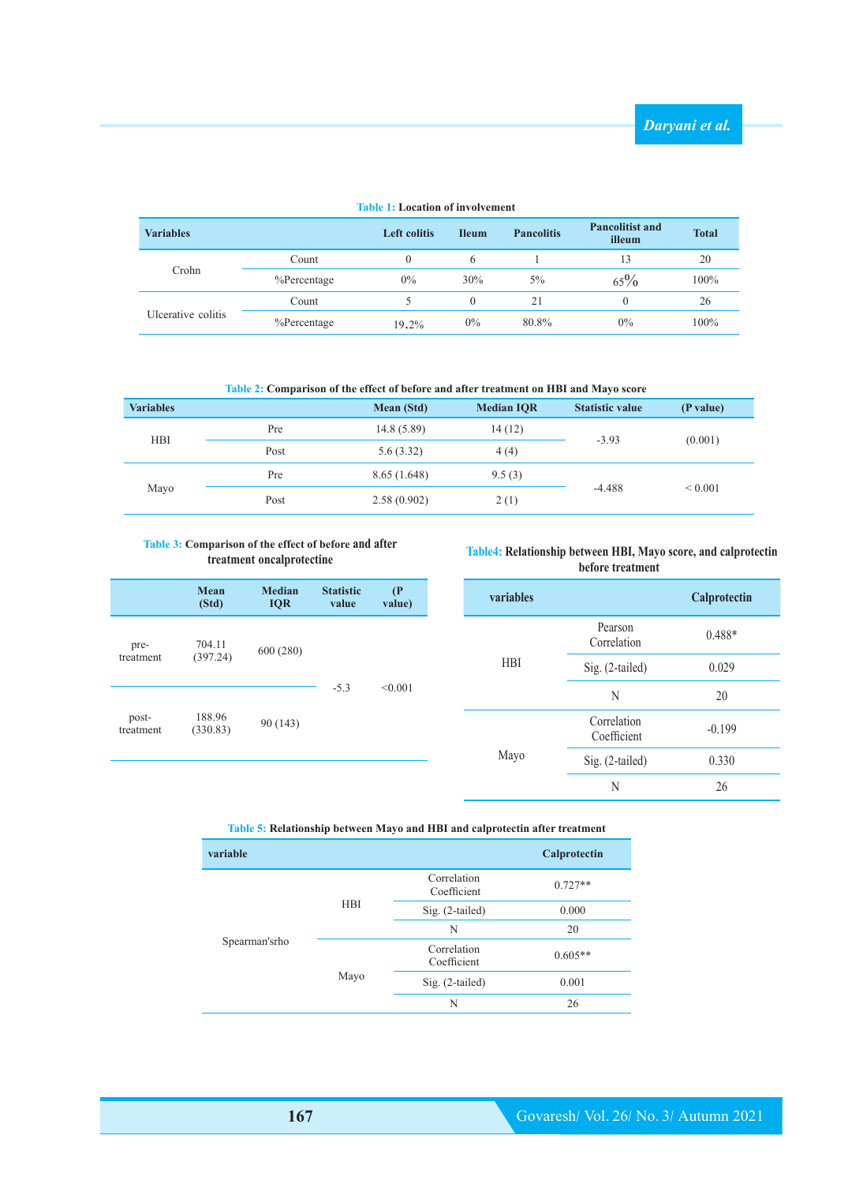**Table 1:** Location of involvement

| Variables | | Left colitis | Ileum | Pancolitis | Pancolitist and illeum | Total |
|---|---|---|---|---|---|---|
| Crohn | Count | 0 | 6 | 1 | 13 | 20 |
| | %Percentage | 0% | 30% | 5% | 65% | 100% |
| Ulcerative colitis | Count | 5 | 0 | 21 | 0 | 26 |
| | %Percentage | 19.2% | 0% | 80.8% | 0% | 100% |

**Table 2:** Comparison of the effect of before and after treatment on HBI and Mayo score

| Variables | | Mean (Std) | Median IQR | Statistic value | (P value) |
|---|---|---|---|---|---|
| HBI | Pre | 14.8 (5.89) | 14 (12) | -3.93 | (0.001) |
| | Post | 5.6 (3.32) | 4 (4) | | |
| Mayo | Pre | 8.65 (1.648) | 9.5 (3) | -4.488 | < 0.001 |
| | Post | 2.58 (0.902) | 2 (1) | | |

**Table 3:** Comparison of the effect of before and after treatment oncalprotectine

| | Mean (Std) | Median IQR | Statistic value | (P value) |
|---|---|---|---|---|
| pre-treatment | 704.11 (397.24) | 600 (280) | -5.3 | <0.001 |
| post-treatment | 188.96 (330.83) | 90 (143) | | |

**Table4:** Relationship between HBI, Mayo score, and calprotectin before treatment

| variables | | Calprotectin |
|---|---|---|
| HBI | Pearson Correlation | 0.488* |
| | Sig. (2-tailed) | 0.029 |
| | N | 20 |
| Mayo | Correlation Coefficient | -0.199 |
| | Sig. (2-tailed) | 0.330 |
| | N | 26 |

**Table 5:** Relationship between Mayo and HBI and calprotectin after treatment

| variable | | | Calprotectin |
|---|---|---|---|
| Spearman'srho | HBI | Correlation Coefficient | 0.727** |
| | | Sig. (2-tailed) | 0.000 |
| | | N | 20 |
| | Mayo | Correlation Coefficient | 0.605** |
| | | Sig. (2-tailed) | 0.001 |
| | | N | 26 |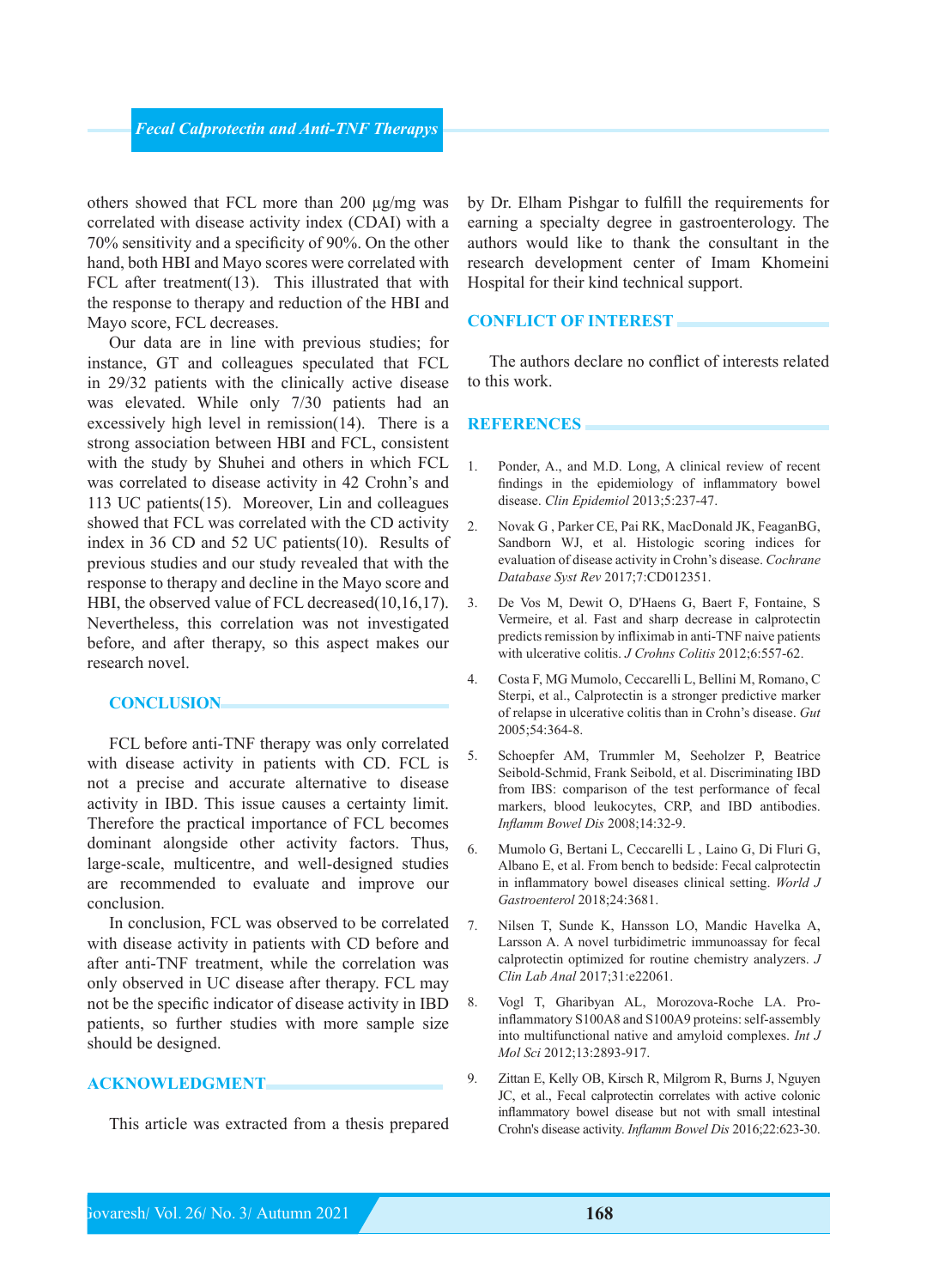others showed that FCL more than 200 µg/mg was correlated with disease activity index (CDAI) with a 70% sensitivity and a specificity of 90%. On the other hand, both HBI and Mayo scores were correlated with FCL after treatment(13). This illustrated that with the response to therapy and reduction of the HBI and Mayo score, FCL decreases.

Our data are in line with previous studies; for instance, GT and colleagues speculated that FCL in 29/32 patients with the clinically active disease was elevated. While only 7/30 patients had an excessively high level in remission(14). There is a strong association between HBI and FCL, consistent with the study by Shuhei and others in which FCL was correlated to disease activity in 42 Crohn's and 113 UC patients(15). Moreover, Lin and colleagues showed that FCL was correlated with the CD activity index in 36 CD and 52 UC patients(10). Results of previous studies and our study revealed that with the response to therapy and decline in the Mayo score and HBI, the observed value of FCL decreased(10,16,17). Nevertheless, this correlation was not investigated before, and after therapy, so this aspect makes our research novel.

## CONCLUSION

FCL before anti-TNF therapy was only correlated with disease activity in patients with CD. FCL is not a precise and accurate alternative to disease activity in IBD. This issue causes a certainty limit. Therefore the practical importance of FCL becomes dominant alongside other activity factors. Thus, large-scale, multicentre, and well-designed studies are recommended to evaluate and improve our conclusion.

In conclusion, FCL was observed to be correlated with disease activity in patients with CD before and after anti-TNF treatment, while the correlation was only observed in UC disease after therapy. FCL may not be the specific indicator of disease activity in IBD patients, so further studies with more sample size should be designed.

## ACKNOWLEDGMENT

This article was extracted from a thesis prepared by Dr. Elham Pishgar to fulfill the requirements for earning a specialty degree in gastroenterology. The authors would like to thank the consultant in the research development center of Imam Khomeini Hospital for their kind technical support.

## CONFLICT OF INTEREST

The authors declare no conflict of interests related to this work.

## REFERENCES

1. Ponder, A., and M.D. Long, A clinical review of recent findings in the epidemiology of inflammatory bowel disease. *Clin Epidemiol* 2013;5:237-47.
2. Novak G , Parker CE, Pai RK, MacDonald JK, FeaganBG, Sandborn WJ, et al. Histologic scoring indices for evaluation of disease activity in Crohn's disease. *Cochrane Database Syst Rev* 2017;7:CD012351.
3. De Vos M, Dewit O, D'Haens G, Baert F, Fontaine, S Vermeire, et al. Fast and sharp decrease in calprotectin predicts remission by infliximab in anti-TNF naive patients with ulcerative colitis. *J Crohns Colitis* 2012;6:557-62.
4. Costa F, MG Mumolo, Ceccarelli L, Bellini M, Romano, C Sterpi, et al., Calprotectin is a stronger predictive marker of relapse in ulcerative colitis than in Crohn's disease. *Gut* 2005;54:364-8.
5. Schoepfer AM, Trummler M, Seeholzer P, Beatrice Seibold-Schmid, Frank Seibold, et al. Discriminating IBD from IBS: comparison of the test performance of fecal markers, blood leukocytes, CRP, and IBD antibodies. *Inflamm Bowel Dis* 2008;14:32-9.
6. Mumolo G, Bertani L, Ceccarelli L , Laino G, Di Fluri G, Albano E, et al. From bench to bedside: Fecal calprotectin in inflammatory bowel diseases clinical setting. *World J Gastroenterol* 2018;24:3681.
7. Nilsen T, Sunde K, Hansson LO, Mandic Havelka A, Larsson A. A novel turbidimetric immunoassay for fecal calprotectin optimized for routine chemistry analyzers. *J Clin Lab Anal* 2017;31:e22061.
8. Vogl T, Gharibyan AL, Morozova-Roche LA. Pro-inflammatory S100A8 and S100A9 proteins: self-assembly into multifunctional native and amyloid complexes. *Int J Mol Sci* 2012;13:2893-917.
9. Zittan E, Kelly OB, Kirsch R, Milgrom R, Burns J, Nguyen JC, et al., Fecal calprotectin correlates with active colonic inflammatory bowel disease but not with small intestinal Crohn's disease activity. *Inflamm Bowel Dis* 2016;22:623-30.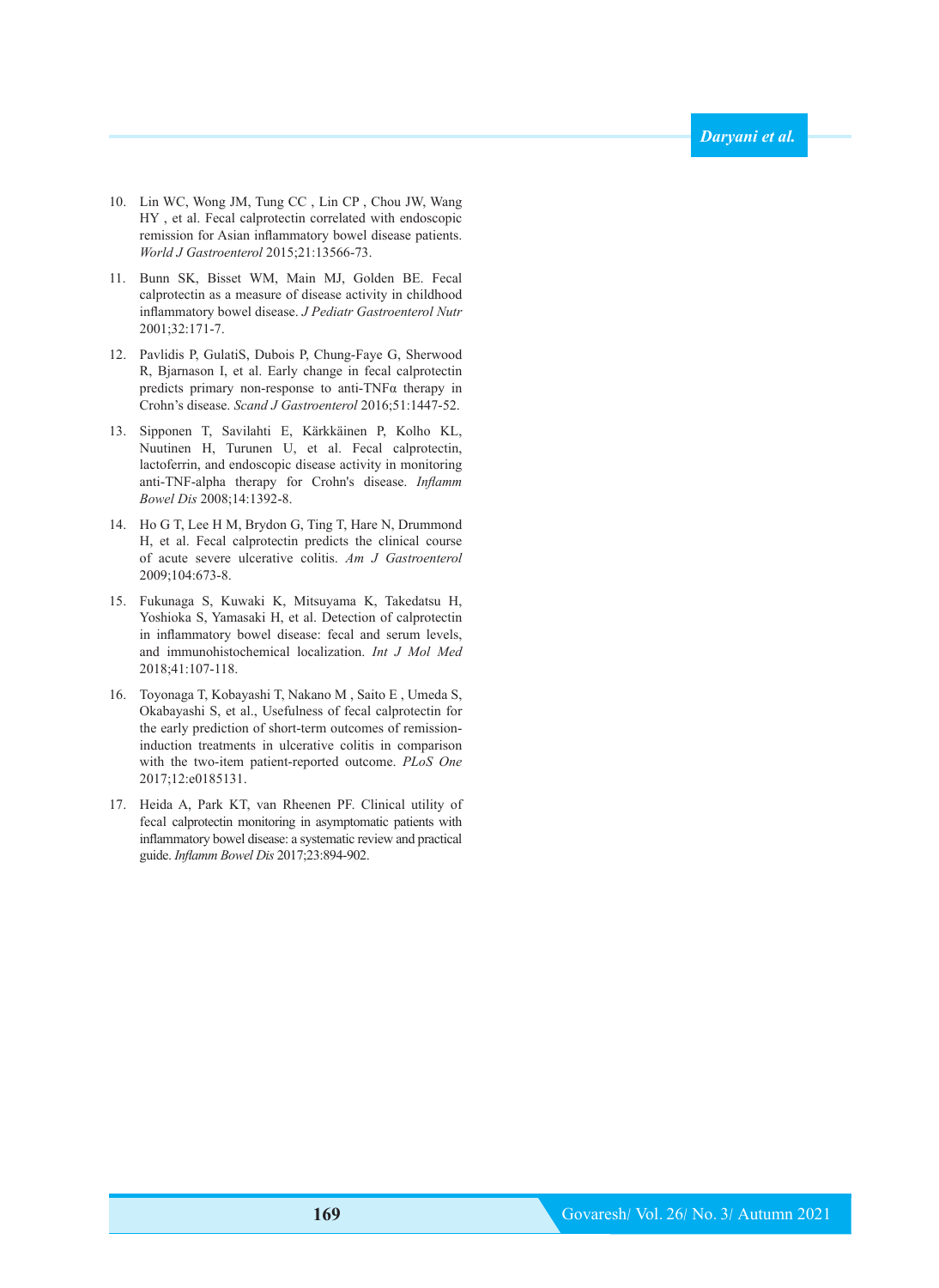10. Lin WC, Wong JM, Tung CC , Lin CP , Chou JW, Wang HY , et al. Fecal calprotectin correlated with endoscopic remission for Asian inflammatory bowel disease patients. *World J Gastroenterol* 2015;21:13566-73.

11. Bunn SK, Bisset WM, Main MJ, Golden BE. Fecal calprotectin as a measure of disease activity in childhood inflammatory bowel disease. *J Pediatr Gastroenterol Nutr* 2001;32:171-7.

12. Pavlidis P, GulatiS, Dubois P, Chung-Faye G, Sherwood R, Bjarnason I, et al. Early change in fecal calprotectin predicts primary non-response to anti-TNFα therapy in Crohn's disease. *Scand J Gastroenterol* 2016;51:1447-52.

13. Sipponen T, Savilahti E, Kärkkäinen P, Kolho KL, Nuutinen H, Turunen U, et al. Fecal calprotectin, lactoferrin, and endoscopic disease activity in monitoring anti-TNF-alpha therapy for Crohn's disease. *Inflamm Bowel Dis* 2008;14:1392-8.

14. Ho G T, Lee H M, Brydon G, Ting T, Hare N, Drummond H, et al. Fecal calprotectin predicts the clinical course of acute severe ulcerative colitis. *Am J Gastroenterol* 2009;104:673-8.

15. Fukunaga S, Kuwaki K, Mitsuyama K, Takedatsu H, Yoshioka S, Yamasaki H, et al. Detection of calprotectin in inflammatory bowel disease: fecal and serum levels, and immunohistochemical localization. *Int J Mol Med* 2018;41:107-118.

16. Toyonaga T, Kobayashi T, Nakano M , Saito E , Umeda S, Okabayashi S, et al., Usefulness of fecal calprotectin for the early prediction of short-term outcomes of remission-induction treatments in ulcerative colitis in comparison with the two-item patient-reported outcome. *PLoS One* 2017;12:e0185131.

17. Heida A, Park KT, van Rheenen PF. Clinical utility of fecal calprotectin monitoring in asymptomatic patients with inflammatory bowel disease: a systematic review and practical guide. *Inflamm Bowel Dis* 2017;23:894-902.